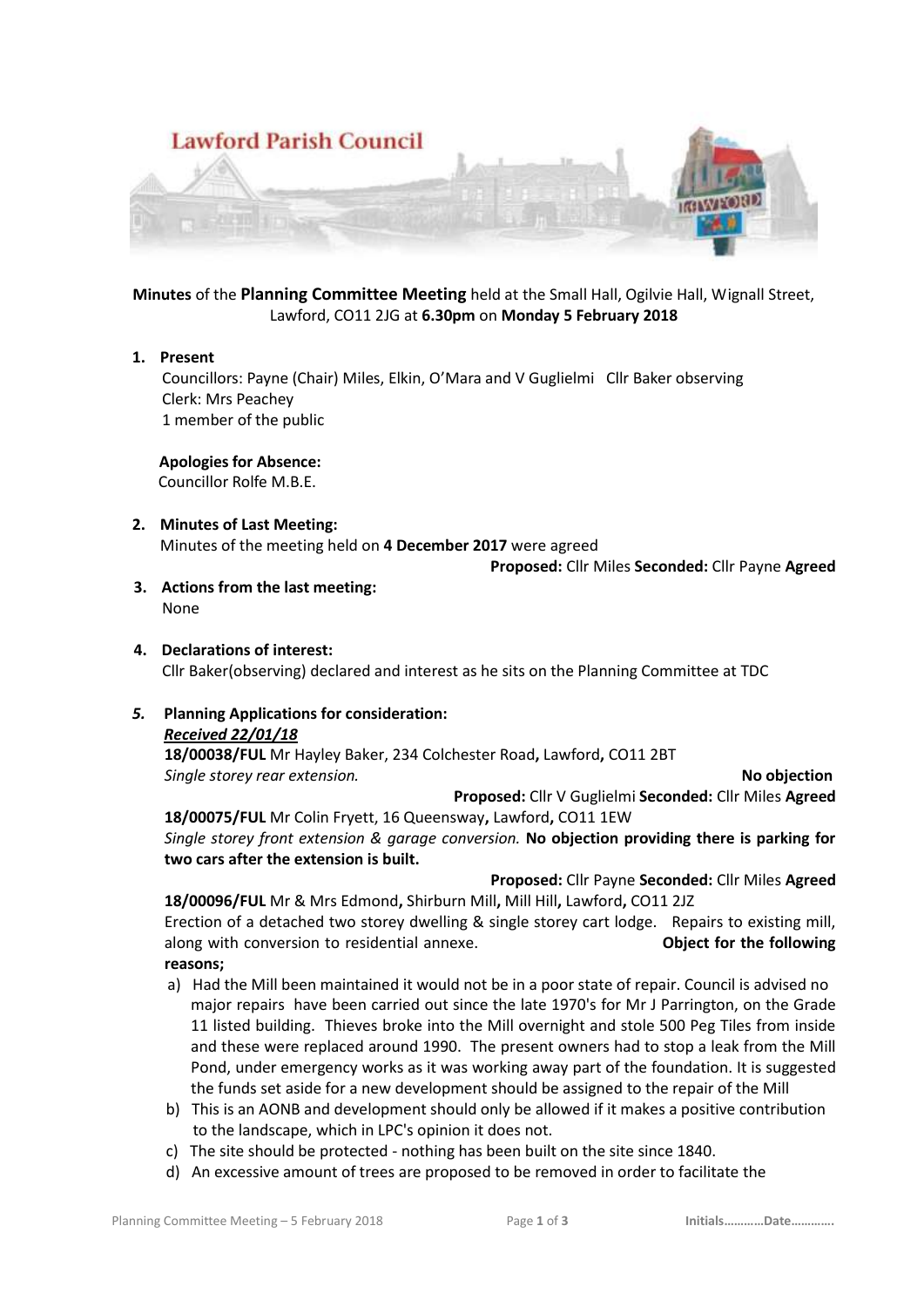Lawford Parish Council

**Minutes** of the **Planning Committee Meeting** held at the Small Hall, Ogilvie Hall, Wignall Street, Lawford, CO11 2JG at **6.30pm** on **Monday 5 February 2018**

1. **Present**
   Councillors: Payne (Chair) Miles, Elkin, O'Mara and V Guglielmi Cllr Baker observing
   Clerk: Mrs Peachey
   1 member of the public

   **Apologies for Absence:**
   Councillor Rolfe M.B.E.

2. **Minutes of Last Meeting:**
   Minutes of the meeting held on **4 December 2017** were agreed
   **Proposed:** Cllr Miles **Seconded:** Cllr Payne **Agreed**

3. **Actions from the last meeting:**
   None

4. **Declarations of interest:**
   Cllr Baker(observing) declared and interest as he sits on the Planning Committee at TDC

5. ***Planning Applications for consideration:***
   ***Received 22/01/18***

   **18/00038/FUL** Mr Hayley Baker, 234 Colchester Road**,** Lawford**,** CO11 2BT
   *Single storey rear extension.* **No objection**
   **Proposed:** Cllr V Guglielmi **Seconded:** Cllr Miles **Agreed**

   **18/00075/FUL** Mr Colin Fryett, 16 Queensway**,** Lawford**,** CO11 1EW
   *Single storey front extension & garage conversion.* **No objection providing there is parking for two cars after the extension is built.**
   **Proposed:** Cllr Payne **Seconded:** Cllr Miles **Agreed**

   **18/00096/FUL** Mr & Mrs Edmond**,** Shirburn Mill**,** Mill Hill**,** Lawford**,** CO11 2JZ
   Erection of a detached two storey dwelling & single storey cart lodge. Repairs to existing mill, along with conversion to residential annexe. **Object for the following reasons;**

   a) Had the Mill been maintained it would not be in a poor state of repair. Council is advised no major repairs have been carried out since the late 1970's for Mr J Parrington, on the Grade 11 listed building. Thieves broke into the Mill overnight and stole 500 Peg Tiles from inside and these were replaced around 1990. The present owners had to stop a leak from the Mill Pond, under emergency works as it was working away part of the foundation. It is suggested the funds set aside for a new development should be assigned to the repair of the Mill
   b) This is an AONB and development should only be allowed if it makes a positive contribution to the landscape, which in LPC's opinion it does not.
   c) The site should be protected - nothing has been built on the site since 1840.
   d) An excessive amount of trees are proposed to be removed in order to facilitate the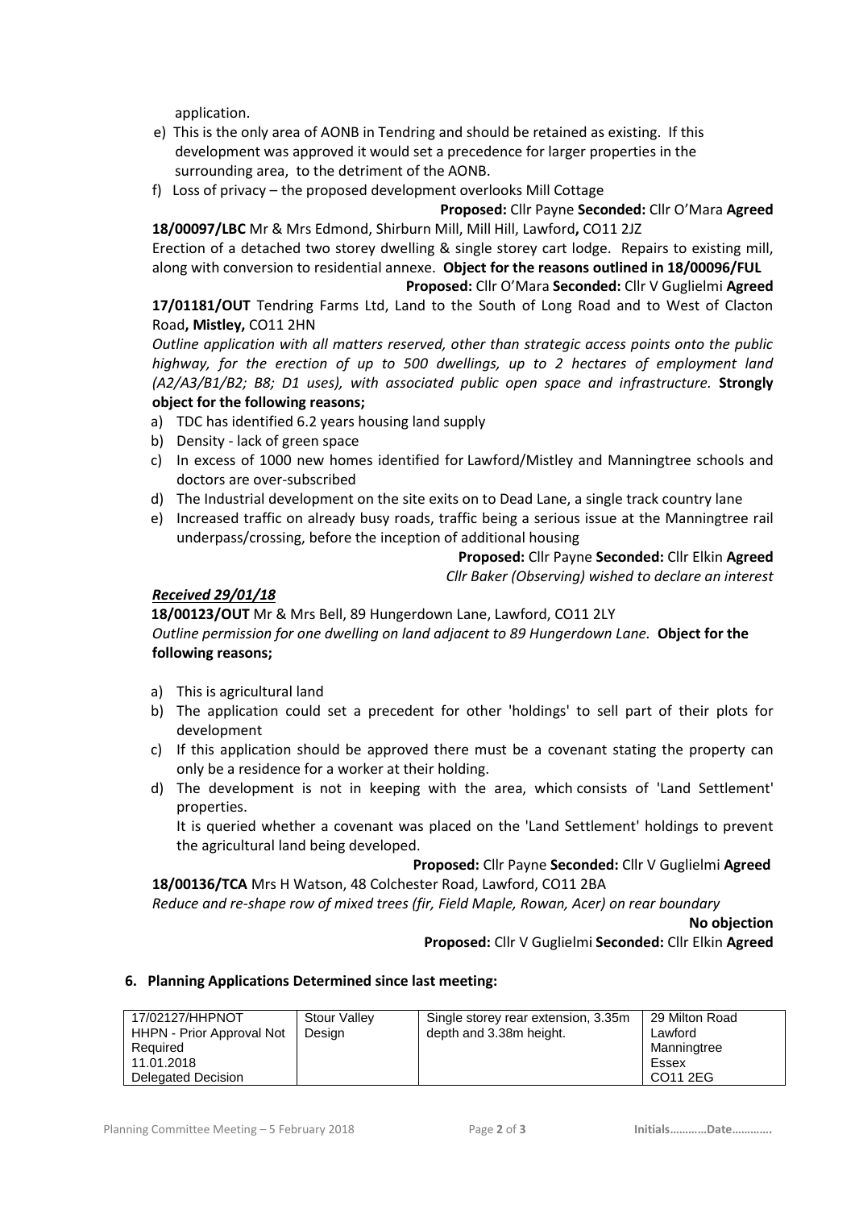application.

e) This is the only area of AONB in Tendring and should be retained as existing. If this development was approved it would set a precedence for larger properties in the surrounding area, to the detriment of the AONB.
f) Loss of privacy – the proposed development overlooks Mill Cottage

**Proposed:** Cllr Payne **Seconded:** Cllr O'Mara **Agreed**

**18/00097/LBC** Mr & Mrs Edmond, Shirburn Mill, Mill Hill, Lawford**,** CO11 2JZ

Erection of a detached two storey dwelling & single storey cart lodge. Repairs to existing mill, along with conversion to residential annexe. **Object for the reasons outlined in 18/00096/FUL**

**Proposed:** Cllr O'Mara **Seconded:** Cllr V Guglielmi **Agreed**

**17/01181/OUT** Tendring Farms Ltd, Land to the South of Long Road and to West of Clacton Road**, Mistley,** CO11 2HN

*Outline application with all matters reserved, other than strategic access points onto the public highway, for the erection of up to 500 dwellings, up to 2 hectares of employment land (A2/A3/B1/B2; B8; D1 uses), with associated public open space and infrastructure.* **Strongly object for the following reasons;**

a) TDC has identified 6.2 years housing land supply
b) Density - lack of green space
c) In excess of 1000 new homes identified for Lawford/Mistley and Manningtree schools and doctors are over-subscribed
d) The Industrial development on the site exits on to Dead Lane, a single track country lane
e) Increased traffic on already busy roads, traffic being a serious issue at the Manningtree rail underpass/crossing, before the inception of additional housing

**Proposed:** Cllr Payne **Seconded:** Cllr Elkin **Agreed**

*Cllr Baker (Observing) wished to declare an interest*

***Received 29/01/18***

**18/00123/OUT** Mr & Mrs Bell, 89 Hungerdown Lane, Lawford, CO11 2LY

*Outline permission for one dwelling on land adjacent to 89 Hungerdown Lane.* **Object for the following reasons;**

a) This is agricultural land
b) The application could set a precedent for other 'holdings' to sell part of their plots for development
c) If this application should be approved there must be a covenant stating the property can only be a residence for a worker at their holding.
d) The development is not in keeping with the area, which consists of 'Land Settlement' properties.

   It is queried whether a covenant was placed on the 'Land Settlement' holdings to prevent the agricultural land being developed.

**Proposed:** Cllr Payne **Seconded:** Cllr V Guglielmi **Agreed**

**18/00136/TCA** Mrs H Watson, 48 Colchester Road, Lawford, CO11 2BA

*Reduce and re-shape row of mixed trees (fir, Field Maple, Rowan, Acer) on rear boundary*

**No objection**

**Proposed:** Cllr V Guglielmi **Seconded:** Cllr Elkin **Agreed**

## 6. Planning Applications Determined since last meeting:

| | | | |
|---|---|---|---|
| 17/02127/HHPNOT<br>HHPN - Prior Approval Not Required<br>11.01.2018<br>Delegated Decision | Stour Valley Design | Single storey rear extension, 3.35m depth and 3.38m height. | 29 Milton Road<br>Lawford<br>Manningtree<br>Essex<br>CO11 2EG |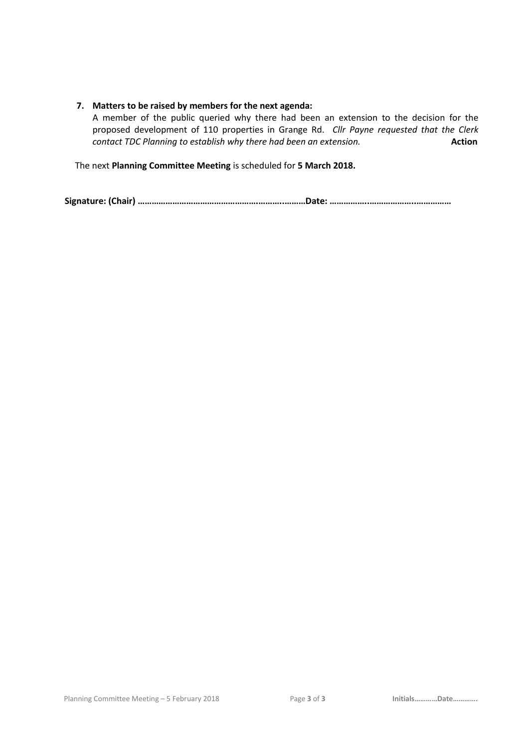7. **Matters to be raised by members for the next agenda:**
   A member of the public queried why there had been an extension to the decision for the proposed development of 110 properties in Grange Rd. *Cllr Payne requested that the Clerk contact TDC Planning to establish why there had been an extension.* **Action**

The next **Planning Committee Meeting** is scheduled for **5 March 2018.**

**Signature: (Chair) ……………………………………………….……….………Date: ……………..……………...……………**